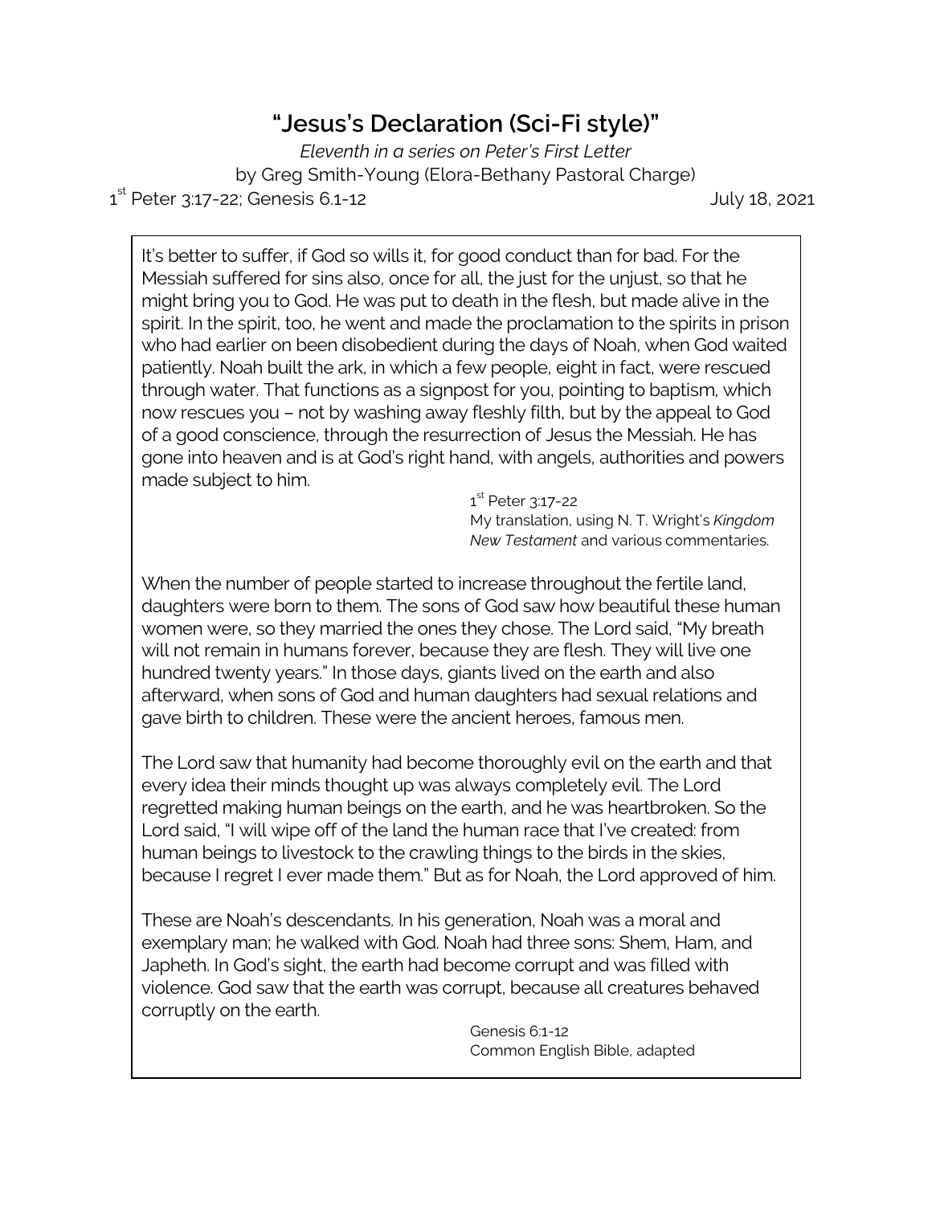# "Jesus's Declaration (Sci-Fi style)"

*Eleventh in a series on Peter's First Letter*

by Greg Smith-Young (Elora-Bethany Pastoral Charge)

1st Peter 3:17-22; Genesis 6.1-12 July 18, 2021

It's better to suffer, if God so wills it, for good conduct than for bad. For the Messiah suffered for sins also, once for all, the just for the unjust, so that he might bring you to God. He was put to death in the flesh, but made alive in the spirit. In the spirit, too, he went and made the proclamation to the spirits in prison who had earlier on been disobedient during the days of Noah, when God waited patiently. Noah built the ark, in which a few people, eight in fact, were rescued through water. That functions as a signpost for you, pointing to baptism, which now rescues you – not by washing away fleshly filth, but by the appeal to God of a good conscience, through the resurrection of Jesus the Messiah. He has gone into heaven and is at God's right hand, with angels, authorities and powers made subject to him.

1st Peter 3:17-22
My translation, using N. T. Wright's *Kingdom New Testament* and various commentaries.

When the number of people started to increase throughout the fertile land, daughters were born to them. The sons of God saw how beautiful these human women were, so they married the ones they chose. The Lord said, "My breath will not remain in humans forever, because they are flesh. They will live one hundred twenty years." In those days, giants lived on the earth and also afterward, when sons of God and human daughters had sexual relations and gave birth to children. These were the ancient heroes, famous men.

The Lord saw that humanity had become thoroughly evil on the earth and that every idea their minds thought up was always completely evil. The Lord regretted making human beings on the earth, and he was heartbroken. So the Lord said, "I will wipe off of the land the human race that I've created: from human beings to livestock to the crawling things to the birds in the skies, because I regret I ever made them." But as for Noah, the Lord approved of him.

These are Noah's descendants. In his generation, Noah was a moral and exemplary man; he walked with God. Noah had three sons: Shem, Ham, and Japheth. In God's sight, the earth had become corrupt and was filled with violence. God saw that the earth was corrupt, because all creatures behaved corruptly on the earth.

Genesis 6:1-12
Common English Bible, adapted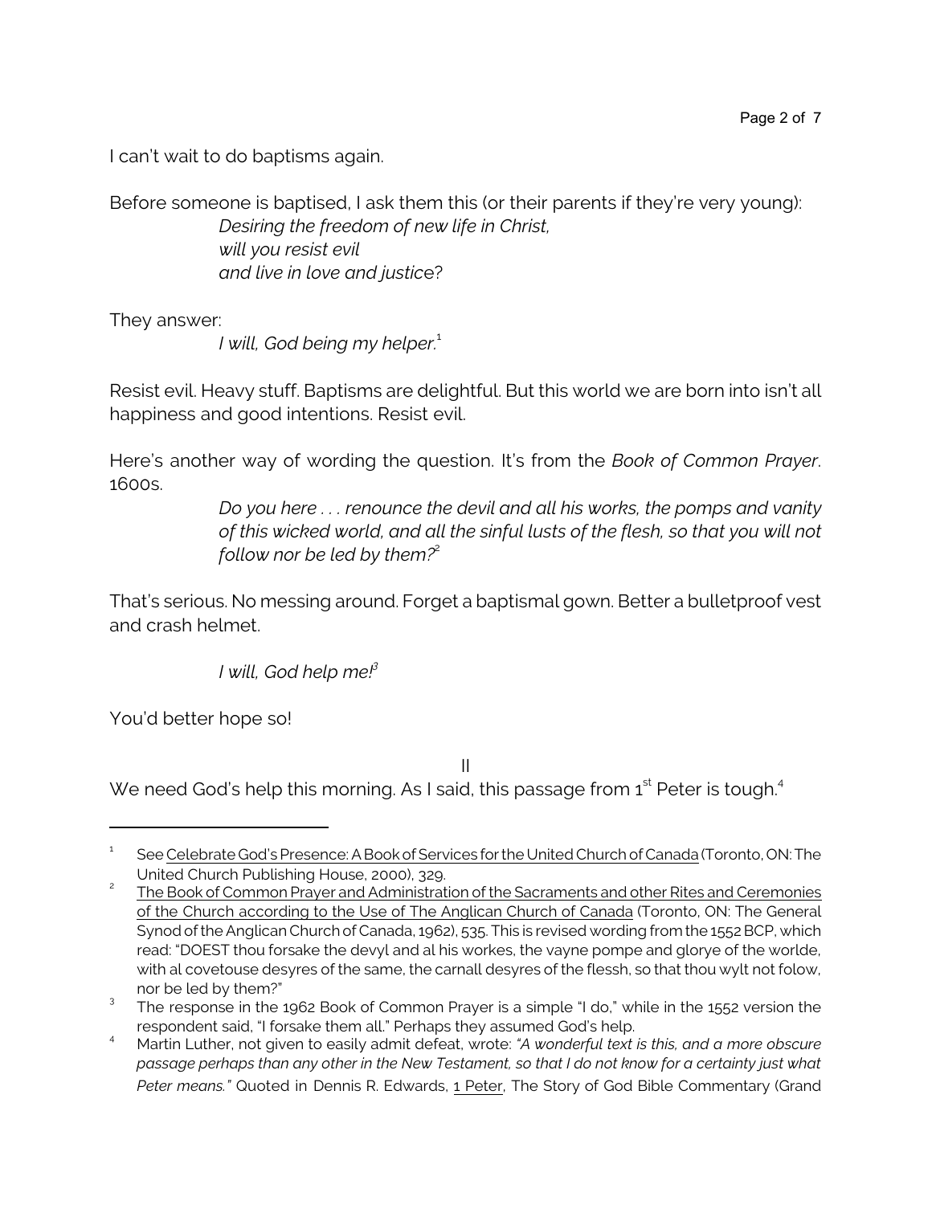I can't wait to do baptisms again.

Before someone is baptised, I ask them this (or their parents if they're very young):

> *Desiring the freedom of new life in Christ,*
> *will you resist evil*
> *and live in love and justice*?

They answer:

> *I will, God being my helper.*[1]

Resist evil. Heavy stuff. Baptisms are delightful. But this world we are born into isn't all happiness and good intentions. Resist evil.

Here's another way of wording the question. It's from the *Book of Common Prayer*. 1600s.

> *Do you here . . . renounce the devil and all his works, the pomps and vanity of this wicked world, and all the sinful lusts of the flesh, so that you will not follow nor be led by them?*[2]

That's serious. No messing around. Forget a baptismal gown. Better a bulletproof vest and crash helmet.

> *I will, God help me!*[3]

You'd better hope so!

II

We need God's help this morning. As I said, this passage from 1st Peter is tough.[4]

---

[1] See Celebrate God's Presence: A Book of Services for the United Church of Canada (Toronto, ON: The United Church Publishing House, 2000), 329.

[2] The Book of Common Prayer and Administration of the Sacraments and other Rites and Ceremonies of the Church according to the Use of The Anglican Church of Canada (Toronto, ON: The General Synod of the Anglican Church of Canada, 1962), 535. This is revised wording from the 1552 BCP, which read: "DOEST thou forsake the devyl and al his workes, the vayne pompe and glorye of the worlde, with al covetouse desyres of the same, the carnall desyres of the flessh, so that thou wylt not folow, nor be led by them?"

[3] The response in the 1962 Book of Common Prayer is a simple "I do," while in the 1552 version the respondent said, "I forsake them all." Perhaps they assumed God's help.

[4] Martin Luther, not given to easily admit defeat, wrote: *"A wonderful text is this, and a more obscure passage perhaps than any other in the New Testament, so that I do not know for a certainty just what Peter means."* Quoted in Dennis R. Edwards, 1 Peter, The Story of God Bible Commentary (Grand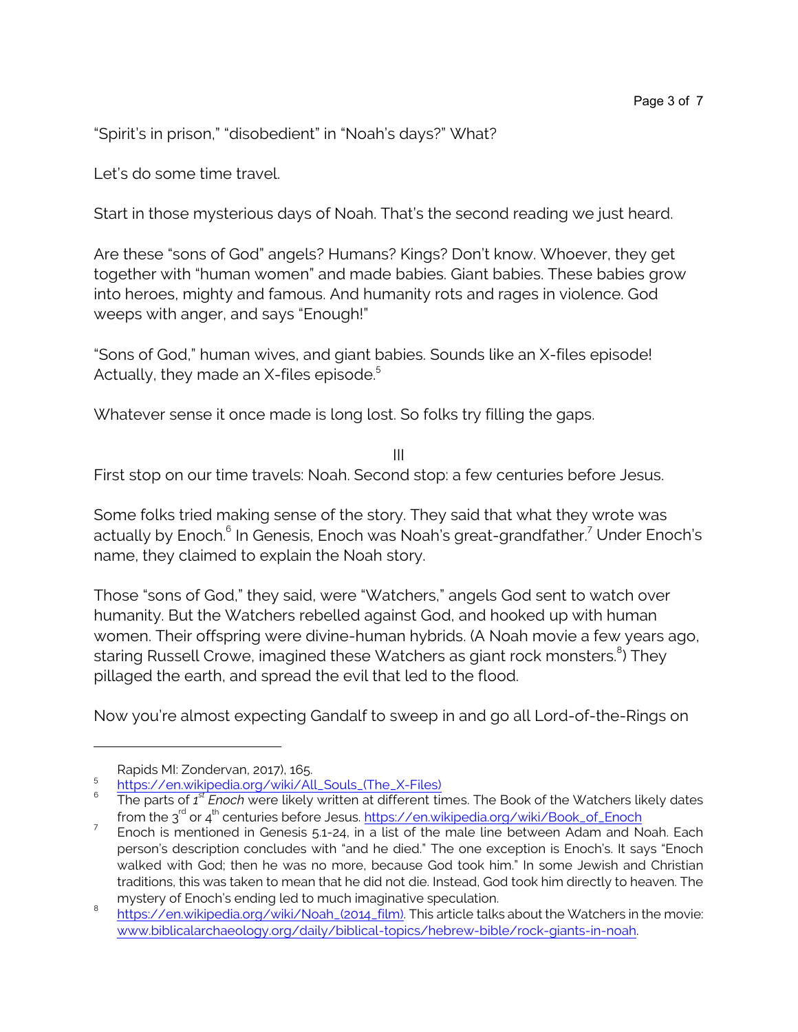"Spirit's in prison," "disobedient" in "Noah's days?" What?

Let's do some time travel.

Start in those mysterious days of Noah. That's the second reading we just heard.

Are these "sons of God" angels? Humans? Kings? Don't know. Whoever, they get together with "human women" and made babies. Giant babies. These babies grow into heroes, mighty and famous. And humanity rots and rages in violence. God weeps with anger, and says "Enough!"

"Sons of God," human wives, and giant babies. Sounds like an X-files episode! Actually, they made an X-files episode.[5]

Whatever sense it once made is long lost. So folks try filling the gaps.

III

First stop on our time travels: Noah. Second stop: a few centuries before Jesus.

Some folks tried making sense of the story. They said that what they wrote was actually by Enoch.[6] In Genesis, Enoch was Noah's great-grandfather.[7] Under Enoch's name, they claimed to explain the Noah story.

Those "sons of God," they said, were "Watchers," angels God sent to watch over humanity. But the Watchers rebelled against God, and hooked up with human women. Their offspring were divine-human hybrids. (A Noah movie a few years ago, staring Russell Crowe, imagined these Watchers as giant rock monsters.[8]) They pillaged the earth, and spread the evil that led to the flood.

Now you're almost expecting Gandalf to sweep in and go all Lord-of-the-Rings on

---

Rapids MI: Zondervan, 2017), 165.

5. https://en.wikipedia.org/wiki/All_Souls_(The_X-Files)

6. The parts of *1st Enoch* were likely written at different times. The Book of the Watchers likely dates from the 3rd or 4th centuries before Jesus. https://en.wikipedia.org/wiki/Book_of_Enoch

7. Enoch is mentioned in Genesis 5.1-24, in a list of the male line between Adam and Noah. Each person's description concludes with "and he died." The one exception is Enoch's. It says "Enoch walked with God; then he was no more, because God took him." In some Jewish and Christian traditions, this was taken to mean that he did not die. Instead, God took him directly to heaven. The mystery of Enoch's ending led to much imaginative speculation.

8. https://en.wikipedia.org/wiki/Noah_(2014_film). This article talks about the Watchers in the movie: www.biblicalarchaeology.org/daily/biblical-topics/hebrew-bible/rock-giants-in-noah.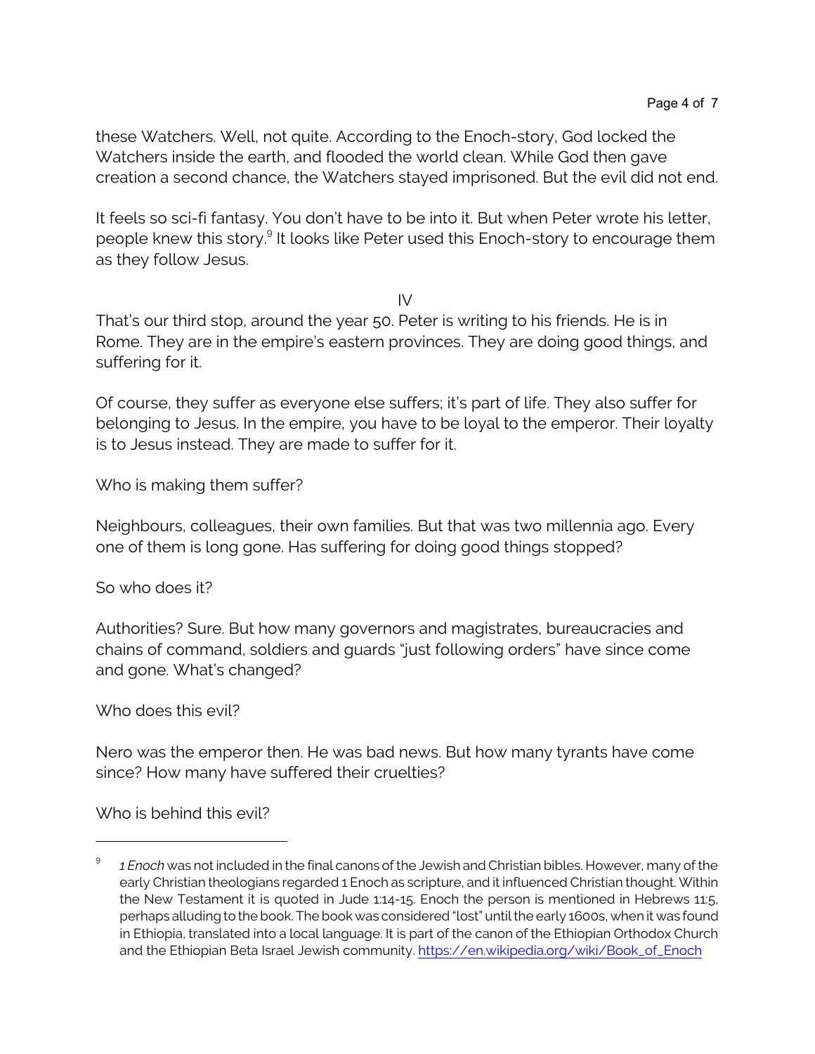these Watchers. Well, not quite. According to the Enoch-story, God locked the Watchers inside the earth, and flooded the world clean. While God then gave creation a second chance, the Watchers stayed imprisoned. But the evil did not end.

It feels so sci-fi fantasy. You don't have to be into it. But when Peter wrote his letter, people knew this story.[9] It looks like Peter used this Enoch-story to encourage them as they follow Jesus.

IV

That's our third stop, around the year 50. Peter is writing to his friends. He is in Rome. They are in the empire's eastern provinces. They are doing good things, and suffering for it.

Of course, they suffer as everyone else suffers; it's part of life. They also suffer for belonging to Jesus. In the empire, you have to be loyal to the emperor. Their loyalty is to Jesus instead. They are made to suffer for it.

Who is making them suffer?

Neighbours, colleagues, their own families. But that was two millennia ago. Every one of them is long gone. Has suffering for doing good things stopped?

So who does it?

Authorities? Sure. But how many governors and magistrates, bureaucracies and chains of command, soldiers and guards "just following orders" have since come and gone. What's changed?

Who does this evil?

Nero was the emperor then. He was bad news. But how many tyrants have come since? How many have suffered their cruelties?

Who is behind this evil?

---

[9] *1 Enoch* was not included in the final canons of the Jewish and Christian bibles. However, many of the early Christian theologians regarded 1 Enoch as scripture, and it influenced Christian thought. Within the New Testament it is quoted in Jude 1:14-15. Enoch the person is mentioned in Hebrews 11:5, perhaps alluding to the book. The book was considered "lost" until the early 1600s, when it was found in Ethiopia, translated into a local language. It is part of the canon of the Ethiopian Orthodox Church and the Ethiopian Beta Israel Jewish community. https://en.wikipedia.org/wiki/Book_of_Enoch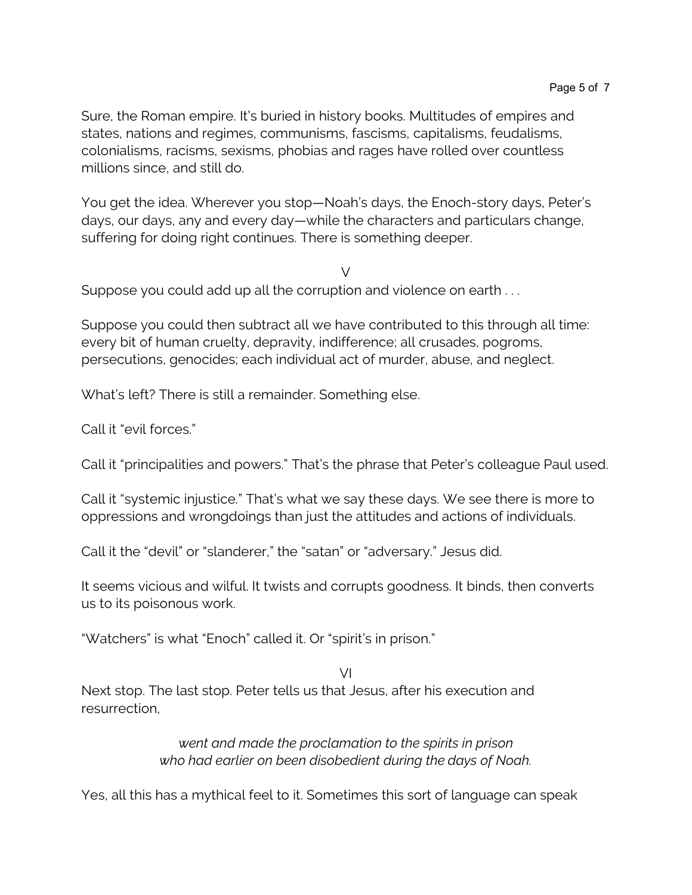Sure, the Roman empire. It's buried in history books. Multitudes of empires and states, nations and regimes, communisms, fascisms, capitalisms, feudalisms, colonialisms, racisms, sexisms, phobias and rages have rolled over countless millions since, and still do.

You get the idea. Wherever you stop—Noah's days, the Enoch-story days, Peter's days, our days, any and every day—while the characters and particulars change, suffering for doing right continues. There is something deeper.

V

Suppose you could add up all the corruption and violence on earth . . .

Suppose you could then subtract all we have contributed to this through all time: every bit of human cruelty, depravity, indifference; all crusades, pogroms, persecutions, genocides; each individual act of murder, abuse, and neglect.

What's left? There is still a remainder. Something else.

Call it "evil forces."

Call it "principalities and powers." That's the phrase that Peter's colleague Paul used.

Call it "systemic injustice." That's what we say these days. We see there is more to oppressions and wrongdoings than just the attitudes and actions of individuals.

Call it the "devil" or "slanderer," the "satan" or "adversary." Jesus did.

It seems vicious and wilful. It twists and corrupts goodness. It binds, then converts us to its poisonous work.

"Watchers" is what "Enoch" called it. Or "spirit's in prison."

VI

Next stop. The last stop. Peter tells us that Jesus, after his execution and resurrection,

> *went and made the proclamation to the spirits in prison*
> *who had earlier on been disobedient during the days of Noah.*

Yes, all this has a mythical feel to it. Sometimes this sort of language can speak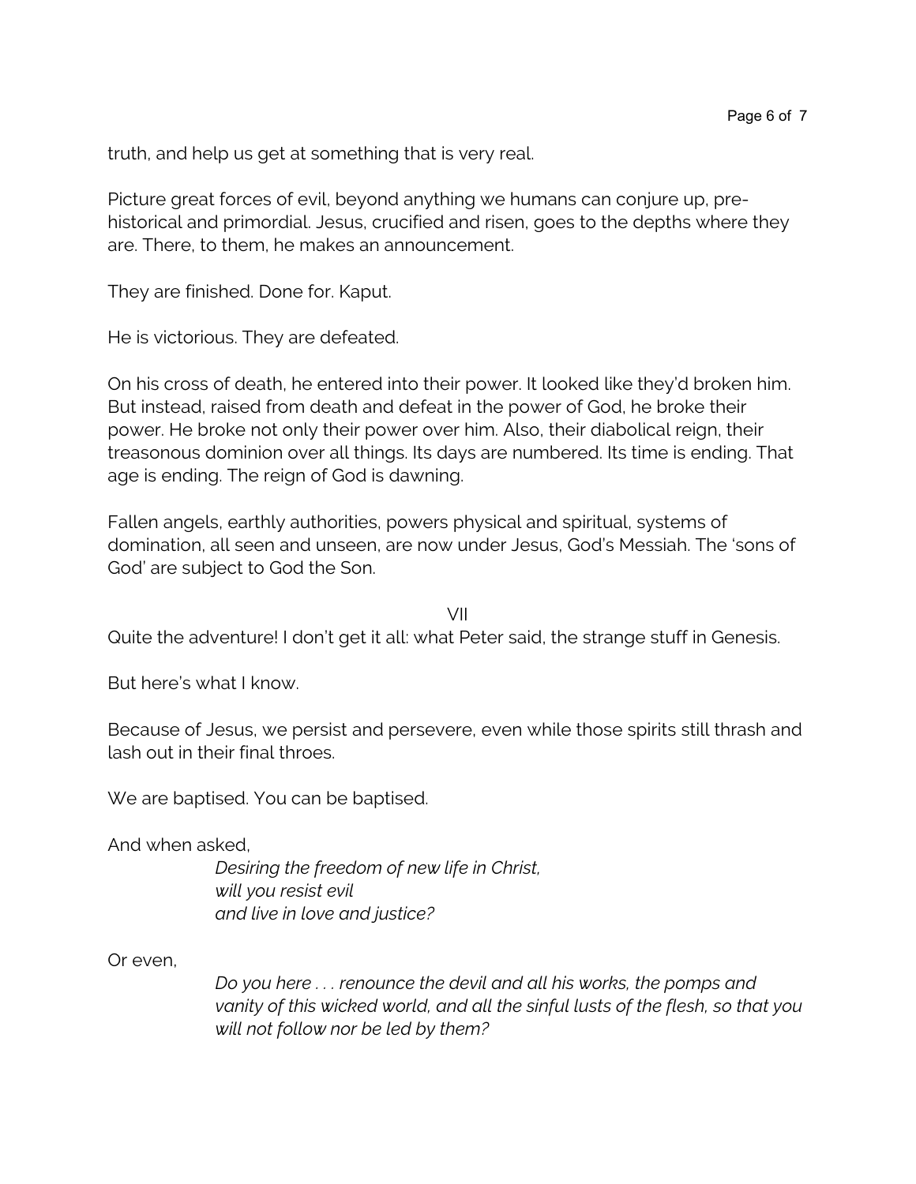truth, and help us get at something that is very real.

Picture great forces of evil, beyond anything we humans can conjure up, pre-historical and primordial. Jesus, crucified and risen, goes to the depths where they are. There, to them, he makes an announcement.

They are finished. Done for. Kaput.

He is victorious. They are defeated.

On his cross of death, he entered into their power. It looked like they'd broken him. But instead, raised from death and defeat in the power of God, he broke their power. He broke not only their power over him. Also, their diabolical reign, their treasonous dominion over all things. Its days are numbered. Its time is ending. That age is ending. The reign of God is dawning.

Fallen angels, earthly authorities, powers physical and spiritual, systems of domination, all seen and unseen, are now under Jesus, God's Messiah. The 'sons of God' are subject to God the Son.

## VII

Quite the adventure! I don't get it all: what Peter said, the strange stuff in Genesis.

But here's what I know.

Because of Jesus, we persist and persevere, even while those spirits still thrash and lash out in their final throes.

We are baptised. You can be baptised.

And when asked,

> *Desiring the freedom of new life in Christ,*
> *will you resist evil*
> *and live in love and justice?*

Or even,

> *Do you here . . . renounce the devil and all his works, the pomps and vanity of this wicked world, and all the sinful lusts of the flesh, so that you will not follow nor be led by them?*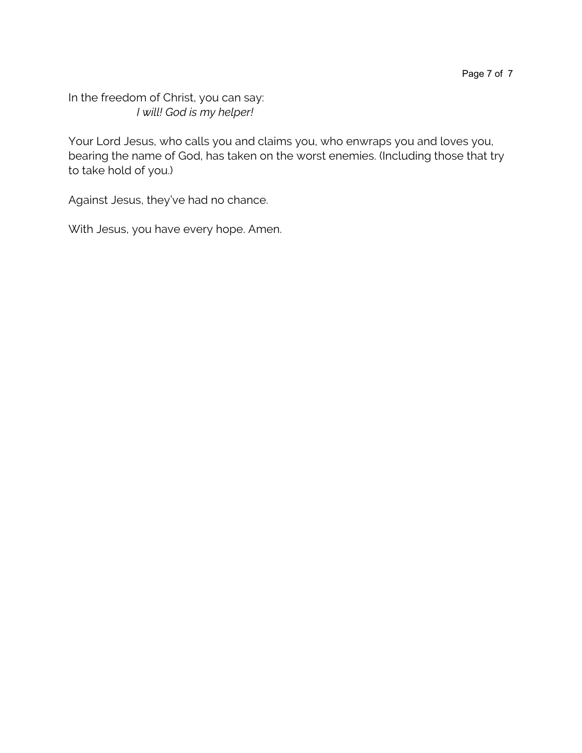In the freedom of Christ, you can say:

*I will! God is my helper!*

Your Lord Jesus, who calls you and claims you, who enwraps you and loves you, bearing the name of God, has taken on the worst enemies. (Including those that try to take hold of you.)

Against Jesus, they've had no chance.

With Jesus, you have every hope. Amen.